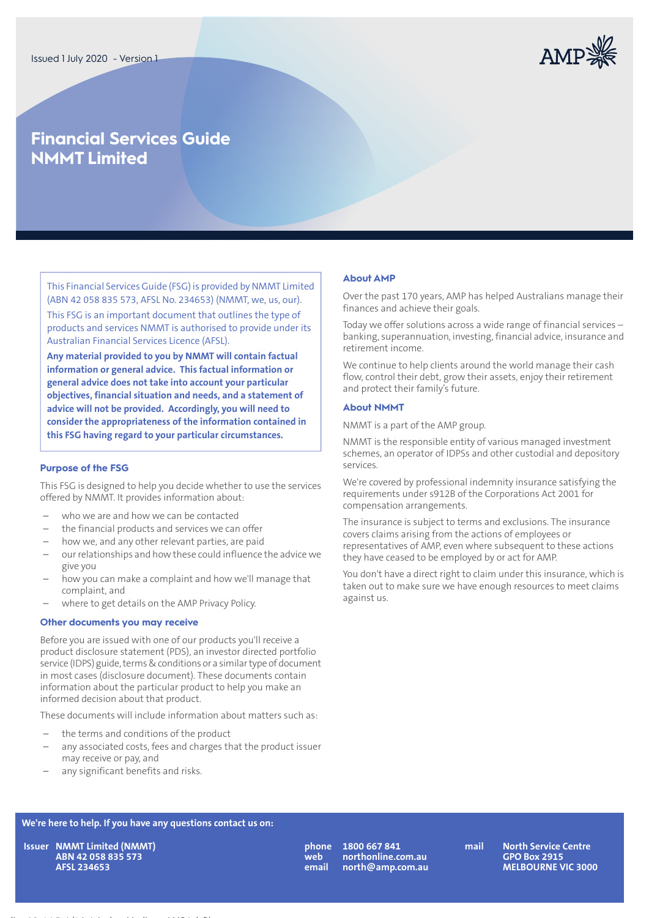Issued 1 July 2020 - Version 1

# Financial Services Guide NMMT Limited

This Financial Services Guide (FSG) is provided by NMMT Limited (ABN 42 058 835 573, AFSL No. 234653) (NMMT, we, us, our).

This FSG is an important document that outlines the type of products and services NMMT is authorised to provide under its Australian Financial Services Licence (AFSL).

**Any material provided to you by NMMT will contain factual information or general advice. This factual information or general advice does not take into account your particular objectives, financial situation and needs, and a statement of advice will not be provided. Accordingly, you will need to consider the appropriateness of the information contained in this FSG having regard to your particular circumstances.**

### Purpose of the FSG

This FSG is designed to help you decide whether to use the services offered by NMMT. It provides information about:

- who we are and how we can be contacted
- the financial products and services we can offer
- how we, and any other relevant parties, are paid
- our relationships and how these could influence the advice we give you
- how you can make a complaint and how we'll manage that complaint, and
- where to get details on the AMP Privacy Policy.

### Other documents you may receive

Before you are issued with one of our products you'll receive a product disclosure statement (PDS), an investor directed portfolio service (IDPS) guide, terms & conditions or a similar type of document in most cases (disclosure document). These documents contain information about the particular product to help you make an informed decision about that product.

These documents will include information about matters such as:

- the terms and conditions of the product
- any associated costs, fees and charges that the product issuer may receive or pay, and
- any significant benefits and risks.

### About AMP

Over the past 170 years, AMP has helped Australians manage their finances and achieve their goals.

Today we offer solutions across a wide range of financial services – banking, superannuation, investing, financial advice, insurance and retirement income.

We continue to help clients around the world manage their cash flow, control their debt, grow their assets, enjoy their retirement and protect their family's future.

### About NMMT

NMMT is a part of the AMP group.

NMMT is the responsible entity of various managed investment schemes, an operator of IDPSs and other custodial and depository services.

We're covered by professional indemnity insurance satisfying the requirements under s912B of the Corporations Act 2001 for compensation arrangements.

The insurance is subject to terms and exclusions. The insurance covers claims arising from the actions of employees or representatives of AMP, even where subsequent to these actions they have ceased to be employed by or act for AMP.

You don't have a direct right to claim under this insurance, which is taken out to make sure we have enough resources to meet claims against us.

**We're here to help. If you have any questions contact us on:**

**Issuer** NMMT Limited (NMMT)
ABN 42 058 835 573
AFSL 234653

**phone** 1800 667 841
**web** northonline.com.au
**email** north@amp.com.au

**mail** North Service Centre
GPO Box 2915
MELBOURNE VIC 3000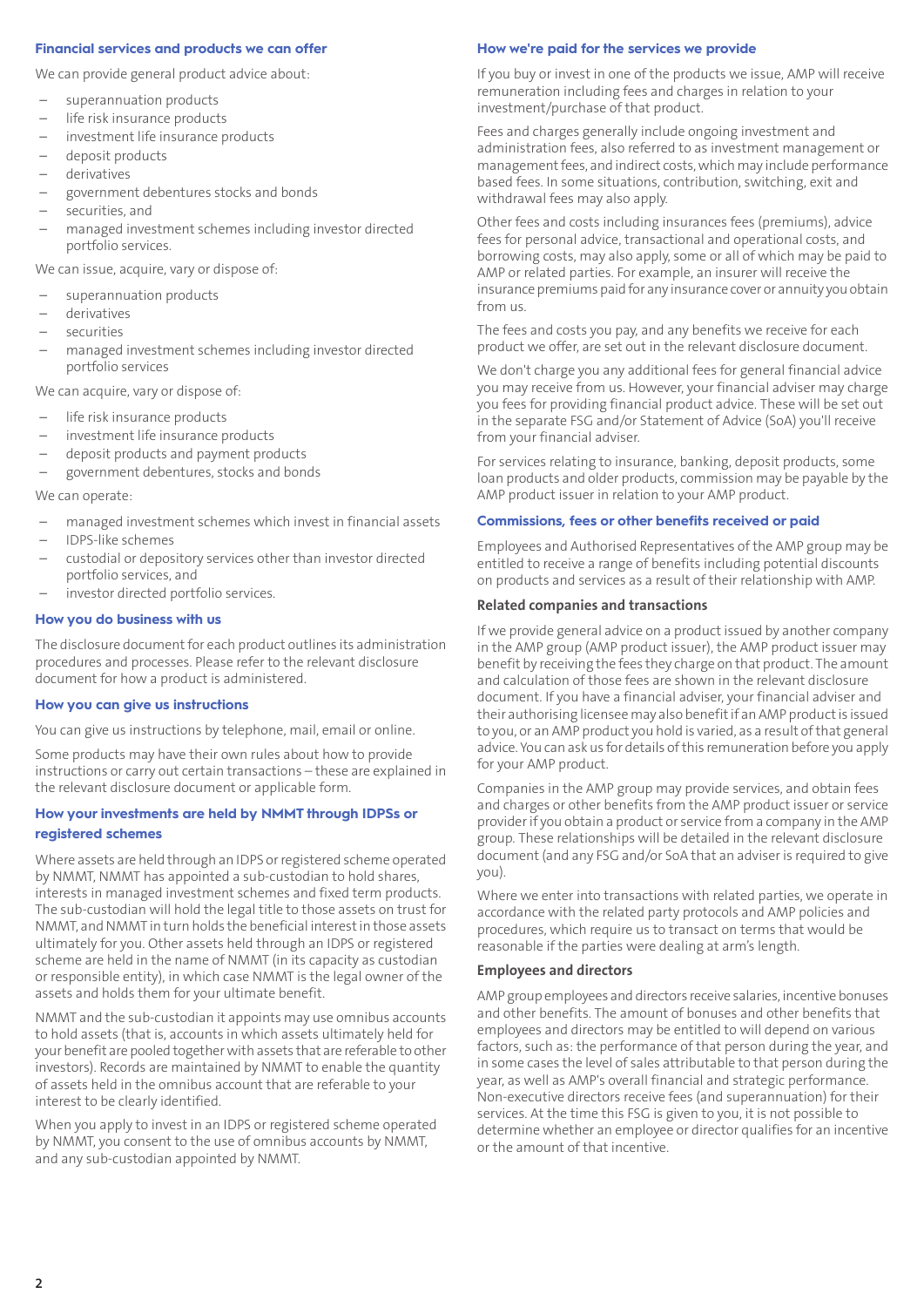## Financial services and products we can offer

We can provide general product advice about:

- superannuation products
- life risk insurance products
- investment life insurance products
- deposit products
- derivatives
- government debentures stocks and bonds
- securities, and
- managed investment schemes including investor directed portfolio services.

We can issue, acquire, vary or dispose of:

- superannuation products
- derivatives
- securities
- managed investment schemes including investor directed portfolio services

We can acquire, vary or dispose of:

- life risk insurance products
- investment life insurance products
- deposit products and payment products
- government debentures, stocks and bonds

We can operate:

- managed investment schemes which invest in financial assets
- IDPS-like schemes
- custodial or depository services other than investor directed portfolio services, and
- investor directed portfolio services.

## How you do business with us

The disclosure document for each product outlines its administration procedures and processes. Please refer to the relevant disclosure document for how a product is administered.

## How you can give us instructions

You can give us instructions by telephone, mail, email or online.

Some products may have their own rules about how to provide instructions or carry out certain transactions – these are explained in the relevant disclosure document or applicable form.

## How your investments are held by NMMT through IDPSs or registered schemes

Where assets are held through an IDPS or registered scheme operated by NMMT, NMMT has appointed a sub-custodian to hold shares, interests in managed investment schemes and fixed term products. The sub-custodian will hold the legal title to those assets on trust for NMMT, and NMMT in turn holds the beneficial interest in those assets ultimately for you. Other assets held through an IDPS or registered scheme are held in the name of NMMT (in its capacity as custodian or responsible entity), in which case NMMT is the legal owner of the assets and holds them for your ultimate benefit.

NMMT and the sub-custodian it appoints may use omnibus accounts to hold assets (that is, accounts in which assets ultimately held for your benefit are pooled together with assets that are referable to other investors). Records are maintained by NMMT to enable the quantity of assets held in the omnibus account that are referable to your interest to be clearly identified.

When you apply to invest in an IDPS or registered scheme operated by NMMT, you consent to the use of omnibus accounts by NMMT, and any sub-custodian appointed by NMMT.

## How we're paid for the services we provide

If you buy or invest in one of the products we issue, AMP will receive remuneration including fees and charges in relation to your investment/purchase of that product.

Fees and charges generally include ongoing investment and administration fees, also referred to as investment management or management fees, and indirect costs, which may include performance based fees. In some situations, contribution, switching, exit and withdrawal fees may also apply.

Other fees and costs including insurances fees (premiums), advice fees for personal advice, transactional and operational costs, and borrowing costs, may also apply, some or all of which may be paid to AMP or related parties. For example, an insurer will receive the insurance premiums paid for any insurance cover or annuity you obtain from us.

The fees and costs you pay, and any benefits we receive for each product we offer, are set out in the relevant disclosure document.

We don't charge you any additional fees for general financial advice you may receive from us. However, your financial adviser may charge you fees for providing financial product advice. These will be set out in the separate FSG and/or Statement of Advice (SoA) you'll receive from your financial adviser.

For services relating to insurance, banking, deposit products, some loan products and older products, commission may be payable by the AMP product issuer in relation to your AMP product.

## Commissions, fees or other benefits received or paid

Employees and Authorised Representatives of the AMP group may be entitled to receive a range of benefits including potential discounts on products and services as a result of their relationship with AMP.

### Related companies and transactions

If we provide general advice on a product issued by another company in the AMP group (AMP product issuer), the AMP product issuer may benefit by receiving the fees they charge on that product. The amount and calculation of those fees are shown in the relevant disclosure document. If you have a financial adviser, your financial adviser and their authorising licensee may also benefit if an AMP product is issued to you, or an AMP product you hold is varied, as a result of that general advice. You can ask us for details of this remuneration before you apply for your AMP product.

Companies in the AMP group may provide services, and obtain fees and charges or other benefits from the AMP product issuer or service provider if you obtain a product or service from a company in the AMP group. These relationships will be detailed in the relevant disclosure document (and any FSG and/or SoA that an adviser is required to give you).

Where we enter into transactions with related parties, we operate in accordance with the related party protocols and AMP policies and procedures, which require us to transact on terms that would be reasonable if the parties were dealing at arm's length.

### Employees and directors

AMP group employees and directors receive salaries, incentive bonuses and other benefits. The amount of bonuses and other benefits that employees and directors may be entitled to will depend on various factors, such as: the performance of that person during the year, and in some cases the level of sales attributable to that person during the year, as well as AMP's overall financial and strategic performance. Non-executive directors receive fees (and superannuation) for their services. At the time this FSG is given to you, it is not possible to determine whether an employee or director qualifies for an incentive or the amount of that incentive.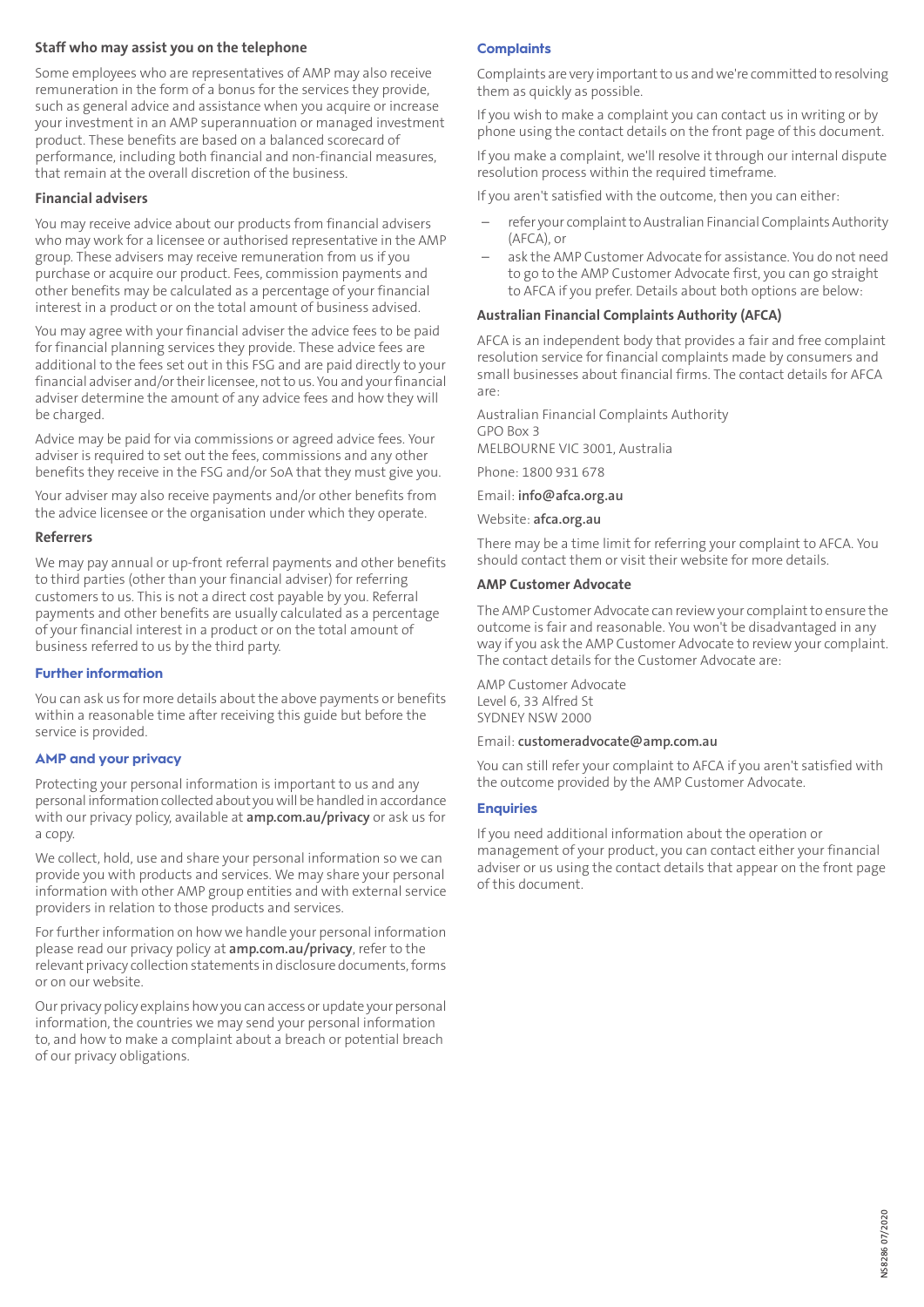### Staff who may assist you on the telephone

Some employees who are representatives of AMP may also receive remuneration in the form of a bonus for the services they provide, such as general advice and assistance when you acquire or increase your investment in an AMP superannuation or managed investment product. These benefits are based on a balanced scorecard of performance, including both financial and non-financial measures, that remain at the overall discretion of the business.

### Financial advisers

You may receive advice about our products from financial advisers who may work for a licensee or authorised representative in the AMP group. These advisers may receive remuneration from us if you purchase or acquire our product. Fees, commission payments and other benefits may be calculated as a percentage of your financial interest in a product or on the total amount of business advised.

You may agree with your financial adviser the advice fees to be paid for financial planning services they provide. These advice fees are additional to the fees set out in this FSG and are paid directly to your financial adviser and/or their licensee, not to us. You and your financial adviser determine the amount of any advice fees and how they will be charged.

Advice may be paid for via commissions or agreed advice fees. Your adviser is required to set out the fees, commissions and any other benefits they receive in the FSG and/or SoA that they must give you.

Your adviser may also receive payments and/or other benefits from the advice licensee or the organisation under which they operate.

### Referrers

We may pay annual or up-front referral payments and other benefits to third parties (other than your financial adviser) for referring customers to us. This is not a direct cost payable by you. Referral payments and other benefits are usually calculated as a percentage of your financial interest in a product or on the total amount of business referred to us by the third party.

## Further information

You can ask us for more details about the above payments or benefits within a reasonable time after receiving this guide but before the service is provided.

## AMP and your privacy

Protecting your personal information is important to us and any personal information collected about you will be handled in accordance with our privacy policy, available at **amp.com.au/privacy** or ask us for a copy.

We collect, hold, use and share your personal information so we can provide you with products and services. We may share your personal information with other AMP group entities and with external service providers in relation to those products and services.

For further information on how we handle your personal information please read our privacy policy at **amp.com.au/privacy**, refer to the relevant privacy collection statements in disclosure documents, forms or on our website.

Our privacy policy explains how you can access or update your personal information, the countries we may send your personal information to, and how to make a complaint about a breach or potential breach of our privacy obligations.

## Complaints

Complaints are very important to us and we're committed to resolving them as quickly as possible.

If you wish to make a complaint you can contact us in writing or by phone using the contact details on the front page of this document.

If you make a complaint, we'll resolve it through our internal dispute resolution process within the required timeframe.

If you aren't satisfied with the outcome, then you can either:

- refer your complaint to Australian Financial Complaints Authority (AFCA), or
- ask the AMP Customer Advocate for assistance. You do not need to go to the AMP Customer Advocate first, you can go straight to AFCA if you prefer. Details about both options are below:

### Australian Financial Complaints Authority (AFCA)

AFCA is an independent body that provides a fair and free complaint resolution service for financial complaints made by consumers and small businesses about financial firms. The contact details for AFCA are:

Australian Financial Complaints Authority
GPO Box 3
MELBOURNE VIC 3001, Australia

Phone: 1800 931 678

Email: **info@afca.org.au**

Website: **afca.org.au**

There may be a time limit for referring your complaint to AFCA. You should contact them or visit their website for more details.

### AMP Customer Advocate

The AMP Customer Advocate can review your complaint to ensure the outcome is fair and reasonable. You won't be disadvantaged in any way if you ask the AMP Customer Advocate to review your complaint. The contact details for the Customer Advocate are:

AMP Customer Advocate
Level 6, 33 Alfred St
SYDNEY NSW 2000

Email: **customeradvocate@amp.com.au**

You can still refer your complaint to AFCA if you aren't satisfied with the outcome provided by the AMP Customer Advocate.

## Enquiries

If you need additional information about the operation or management of your product, you can contact either your financial adviser or us using the contact details that appear on the front page of this document.

NS8286 07/2020